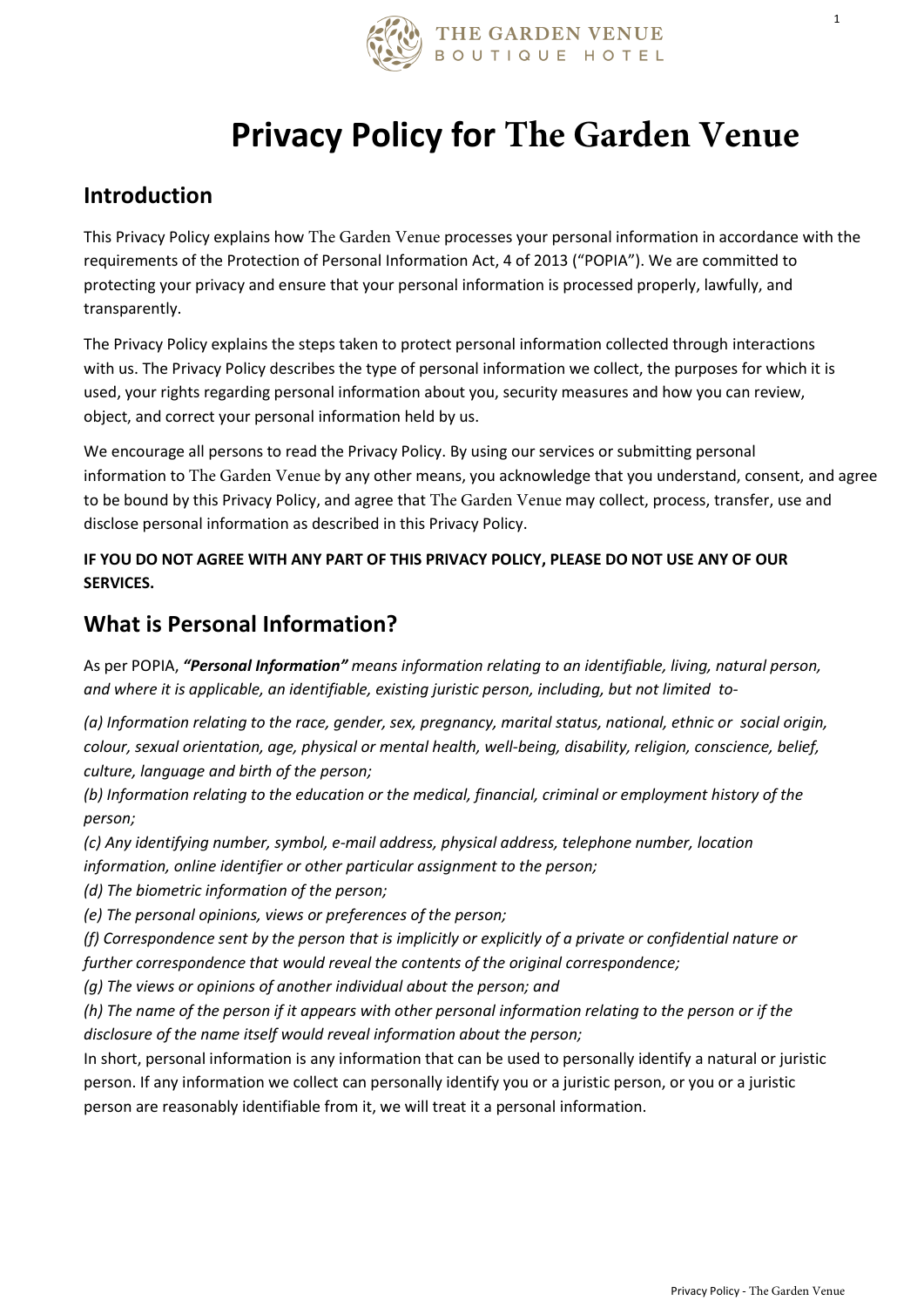# Privacy Policy for The Garden Venue

## Introduction

This Privacy Policy explains how The Garden Venue processes your personal information in accordance with the requirements of the Protection of Personal Information Act, 4 of 2013 ("POPIA"). We are committed to protecting your privacy and ensure that your personal information is processed properly, lawfully, and transparently.

The Privacy Policy explains the steps taken to protect personal information collected through interactions with us. The Privacy Policy describes the type of personal information we collect, the purposes for which it is used, your rights regarding personal information about you, security measures and how you can review, object, and correct your personal information held by us.

We encourage all persons to read the Privacy Policy. By using our services or submitting personal information to The Garden Venue by any other means, you acknowledge that you understand, consent, and agree to be bound by this Privacy Policy, and agree that The Garden Venue may collect, process, transfer, use and disclose personal information as described in this Privacy Policy.

**IF YOU DO NOT AGREE WITH ANY PART OF THIS PRIVACY POLICY, PLEASE DO NOT USE ANY OF OUR SERVICES.**

## What is Personal Information?

As per POPIA, ***"Personal Information"*** *means information relating to an identifiable, living, natural person, and where it is applicable, an identifiable, existing juristic person, including, but not limited to-*

*(a) Information relating to the race, gender, sex, pregnancy, marital status, national, ethnic or social origin, colour, sexual orientation, age, physical or mental health, well-being, disability, religion, conscience, belief, culture, language and birth of the person;*

*(b) Information relating to the education or the medical, financial, criminal or employment history of the person;*

*(c) Any identifying number, symbol, e-mail address, physical address, telephone number, location information, online identifier or other particular assignment to the person;*

*(d) The biometric information of the person;*

*(e) The personal opinions, views or preferences of the person;*

*(f) Correspondence sent by the person that is implicitly or explicitly of a private or confidential nature or further correspondence that would reveal the contents of the original correspondence;*

*(g) The views or opinions of another individual about the person; and*

*(h) The name of the person if it appears with other personal information relating to the person or if the disclosure of the name itself would reveal information about the person;*

In short, personal information is any information that can be used to personally identify a natural or juristic person. If any information we collect can personally identify you or a juristic person, or you or a juristic person are reasonably identifiable from it, we will treat it a personal information.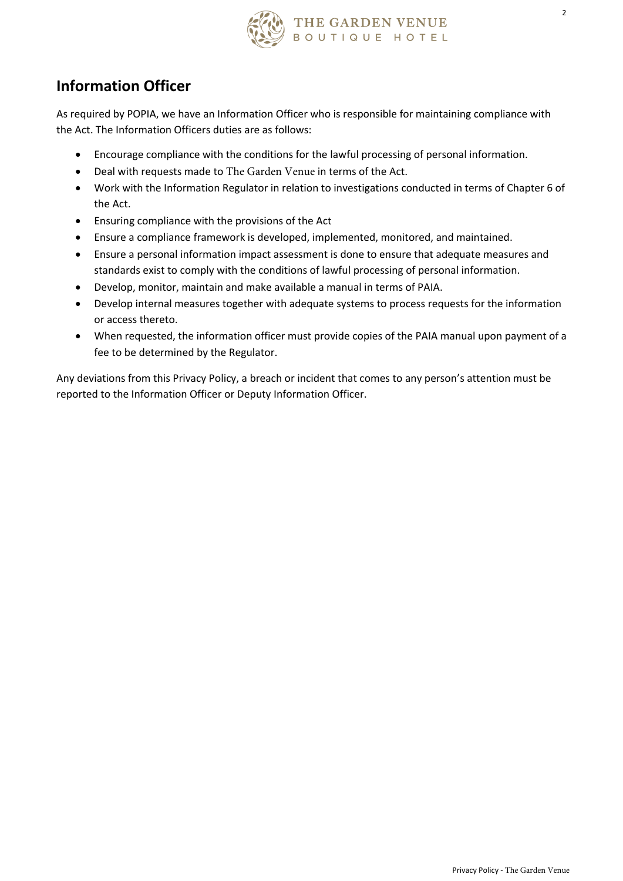## Information Officer

As required by POPIA, we have an Information Officer who is responsible for maintaining compliance with the Act. The Information Officers duties are as follows:

- Encourage compliance with the conditions for the lawful processing of personal information.
- Deal with requests made to The Garden Venue in terms of the Act.
- Work with the Information Regulator in relation to investigations conducted in terms of Chapter 6 of the Act.
- Ensuring compliance with the provisions of the Act
- Ensure a compliance framework is developed, implemented, monitored, and maintained.
- Ensure a personal information impact assessment is done to ensure that adequate measures and standards exist to comply with the conditions of lawful processing of personal information.
- Develop, monitor, maintain and make available a manual in terms of PAIA.
- Develop internal measures together with adequate systems to process requests for the information or access thereto.
- When requested, the information officer must provide copies of the PAIA manual upon payment of a fee to be determined by the Regulator.

Any deviations from this Privacy Policy, a breach or incident that comes to any person's attention must be reported to the Information Officer or Deputy Information Officer.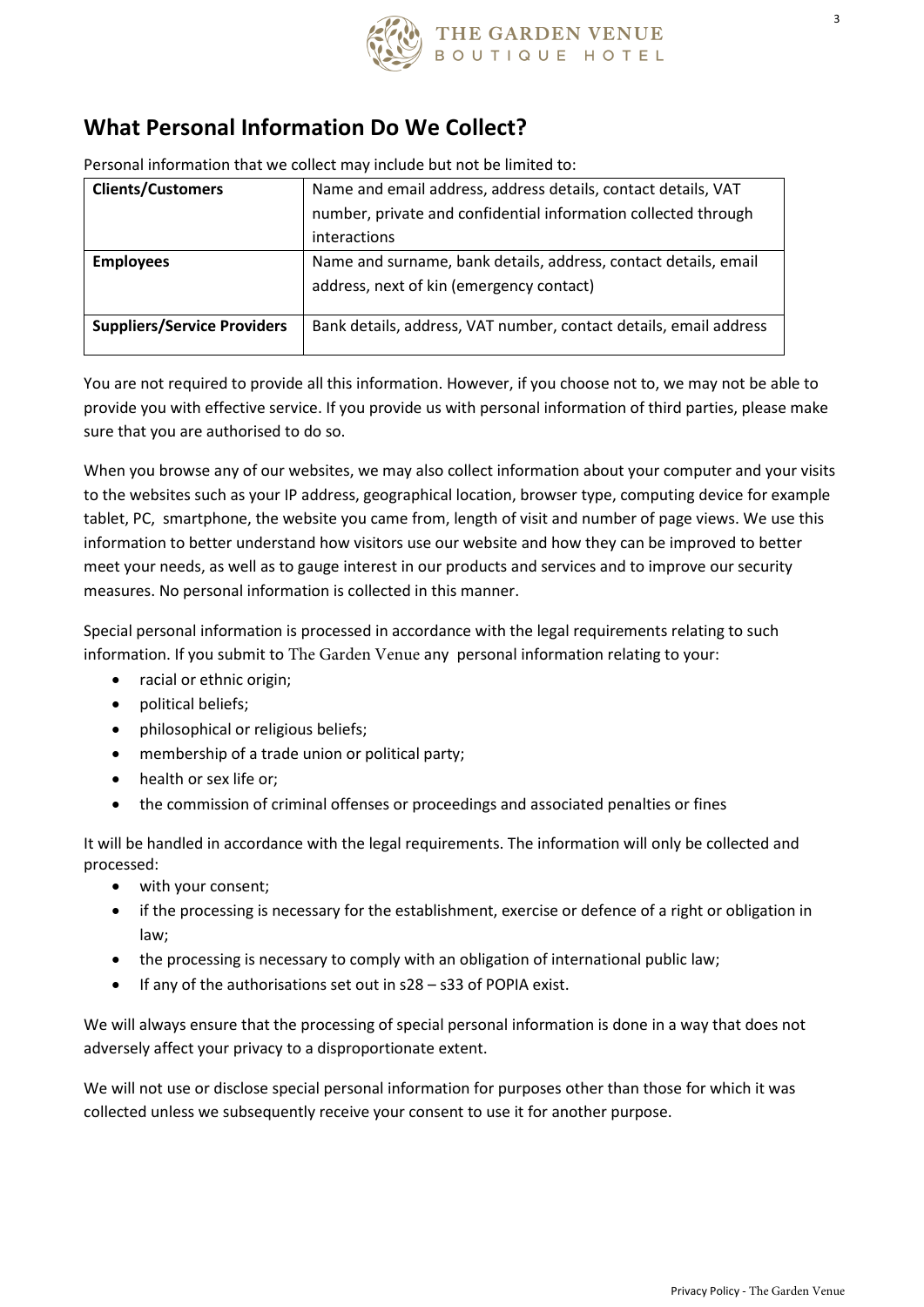## What Personal Information Do We Collect?

Personal information that we collect may include but not be limited to:

| | |
|---|---|
| **Clients/Customers** | Name and email address, address details, contact details, VAT number, private and confidential information collected through interactions |
| **Employees** | Name and surname, bank details, address, contact details, email address, next of kin (emergency contact) |
| **Suppliers/Service Providers** | Bank details, address, VAT number, contact details, email address |

You are not required to provide all this information. However, if you choose not to, we may not be able to provide you with effective service. If you provide us with personal information of third parties, please make sure that you are authorised to do so.

When you browse any of our websites, we may also collect information about your computer and your visits to the websites such as your IP address, geographical location, browser type, computing device for example tablet, PC, smartphone, the website you came from, length of visit and number of page views. We use this information to better understand how visitors use our website and how they can be improved to better meet your needs, as well as to gauge interest in our products and services and to improve our security measures. No personal information is collected in this manner.

Special personal information is processed in accordance with the legal requirements relating to such information. If you submit to The Garden Venue any personal information relating to your:

- racial or ethnic origin;
- political beliefs;
- philosophical or religious beliefs;
- membership of a trade union or political party;
- health or sex life or;
- the commission of criminal offenses or proceedings and associated penalties or fines

It will be handled in accordance with the legal requirements. The information will only be collected and processed:

- with your consent;
- if the processing is necessary for the establishment, exercise or defence of a right or obligation in law;
- the processing is necessary to comply with an obligation of international public law;
- If any of the authorisations set out in s28 – s33 of POPIA exist.

We will always ensure that the processing of special personal information is done in a way that does not adversely affect your privacy to a disproportionate extent.

We will not use or disclose special personal information for purposes other than those for which it was collected unless we subsequently receive your consent to use it for another purpose.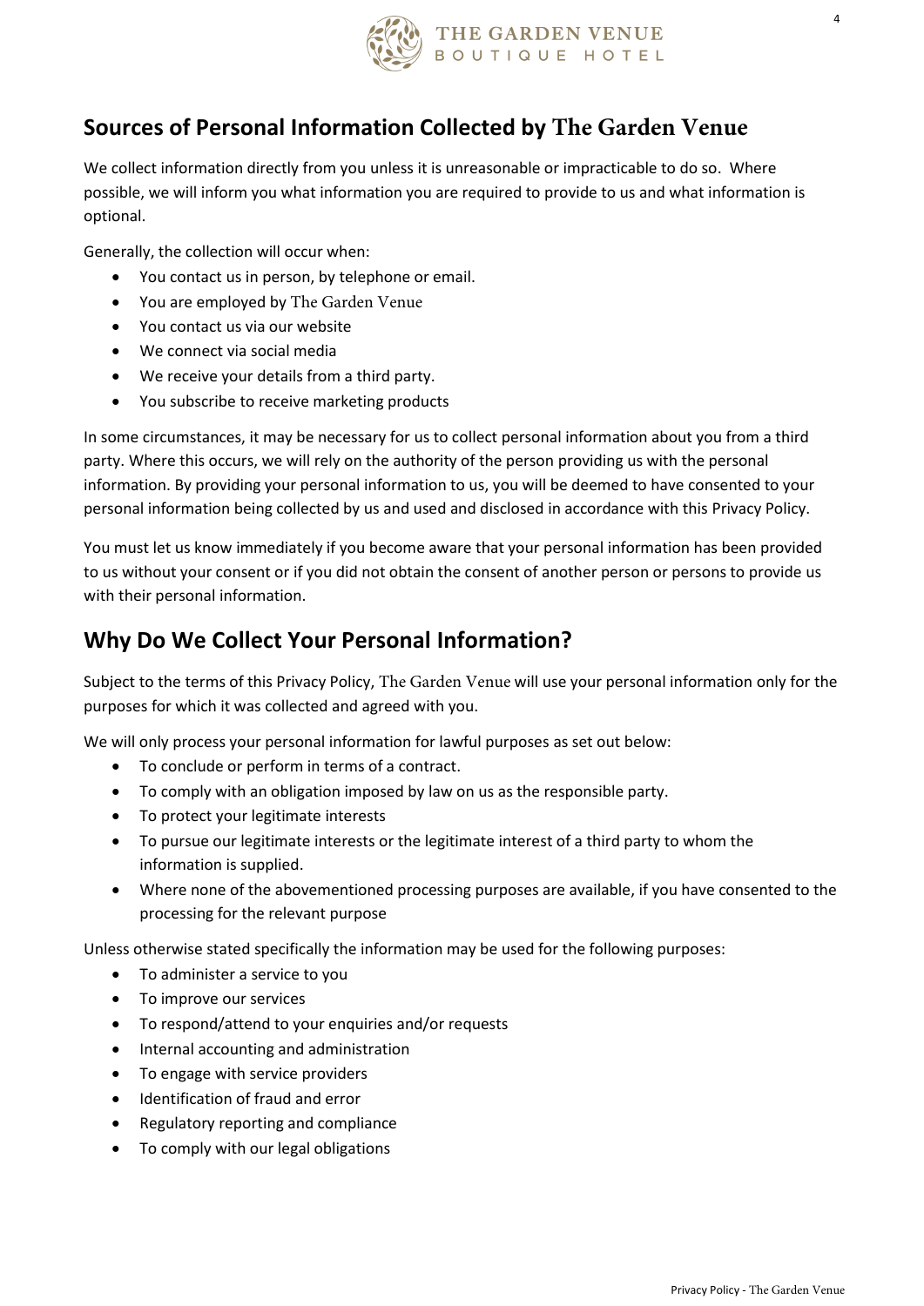## Sources of Personal Information Collected by The Garden Venue

We collect information directly from you unless it is unreasonable or impracticable to do so. Where possible, we will inform you what information you are required to provide to us and what information is optional.

Generally, the collection will occur when:

- You contact us in person, by telephone or email.
- You are employed by The Garden Venue
- You contact us via our website
- We connect via social media
- We receive your details from a third party.
- You subscribe to receive marketing products

In some circumstances, it may be necessary for us to collect personal information about you from a third party. Where this occurs, we will rely on the authority of the person providing us with the personal information. By providing your personal information to us, you will be deemed to have consented to your personal information being collected by us and used and disclosed in accordance with this Privacy Policy.

You must let us know immediately if you become aware that your personal information has been provided to us without your consent or if you did not obtain the consent of another person or persons to provide us with their personal information.

## Why Do We Collect Your Personal Information?

Subject to the terms of this Privacy Policy, The Garden Venue will use your personal information only for the purposes for which it was collected and agreed with you.

We will only process your personal information for lawful purposes as set out below:

- To conclude or perform in terms of a contract.
- To comply with an obligation imposed by law on us as the responsible party.
- To protect your legitimate interests
- To pursue our legitimate interests or the legitimate interest of a third party to whom the information is supplied.
- Where none of the abovementioned processing purposes are available, if you have consented to the processing for the relevant purpose

Unless otherwise stated specifically the information may be used for the following purposes:

- To administer a service to you
- To improve our services
- To respond/attend to your enquiries and/or requests
- Internal accounting and administration
- To engage with service providers
- Identification of fraud and error
- Regulatory reporting and compliance
- To comply with our legal obligations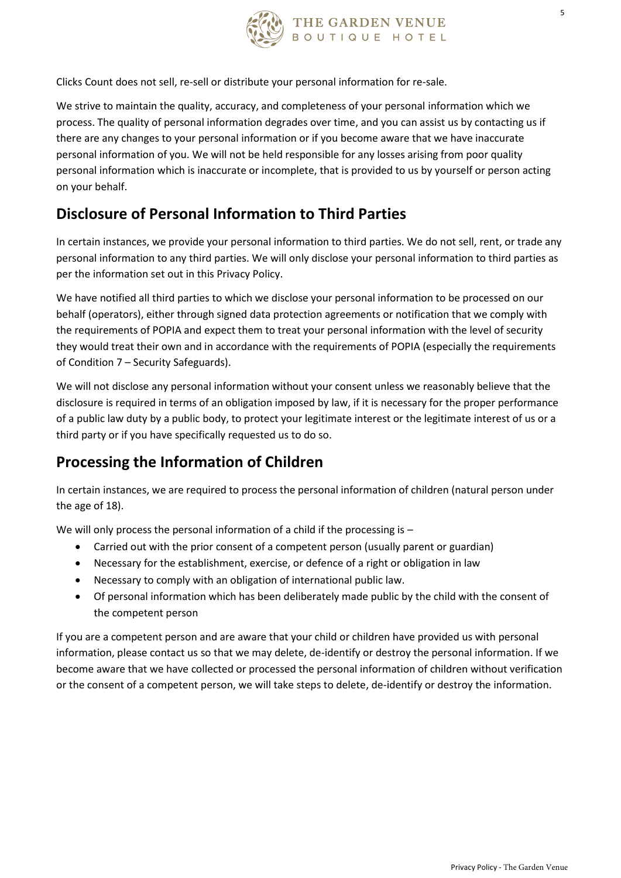Clicks Count does not sell, re-sell or distribute your personal information for re-sale.

We strive to maintain the quality, accuracy, and completeness of your personal information which we process. The quality of personal information degrades over time, and you can assist us by contacting us if there are any changes to your personal information or if you become aware that we have inaccurate personal information of you. We will not be held responsible for any losses arising from poor quality personal information which is inaccurate or incomplete, that is provided to us by yourself or person acting on your behalf.

## Disclosure of Personal Information to Third Parties

In certain instances, we provide your personal information to third parties. We do not sell, rent, or trade any personal information to any third parties. We will only disclose your personal information to third parties as per the information set out in this Privacy Policy.

We have notified all third parties to which we disclose your personal information to be processed on our behalf (operators), either through signed data protection agreements or notification that we comply with the requirements of POPIA and expect them to treat your personal information with the level of security they would treat their own and in accordance with the requirements of POPIA (especially the requirements of Condition 7 – Security Safeguards).

We will not disclose any personal information without your consent unless we reasonably believe that the disclosure is required in terms of an obligation imposed by law, if it is necessary for the proper performance of a public law duty by a public body, to protect your legitimate interest or the legitimate interest of us or a third party or if you have specifically requested us to do so.

## Processing the Information of Children

In certain instances, we are required to process the personal information of children (natural person under the age of 18).

We will only process the personal information of a child if the processing is –

- Carried out with the prior consent of a competent person (usually parent or guardian)
- Necessary for the establishment, exercise, or defence of a right or obligation in law
- Necessary to comply with an obligation of international public law.
- Of personal information which has been deliberately made public by the child with the consent of the competent person

If you are a competent person and are aware that your child or children have provided us with personal information, please contact us so that we may delete, de-identify or destroy the personal information. If we become aware that we have collected or processed the personal information of children without verification or the consent of a competent person, we will take steps to delete, de-identify or destroy the information.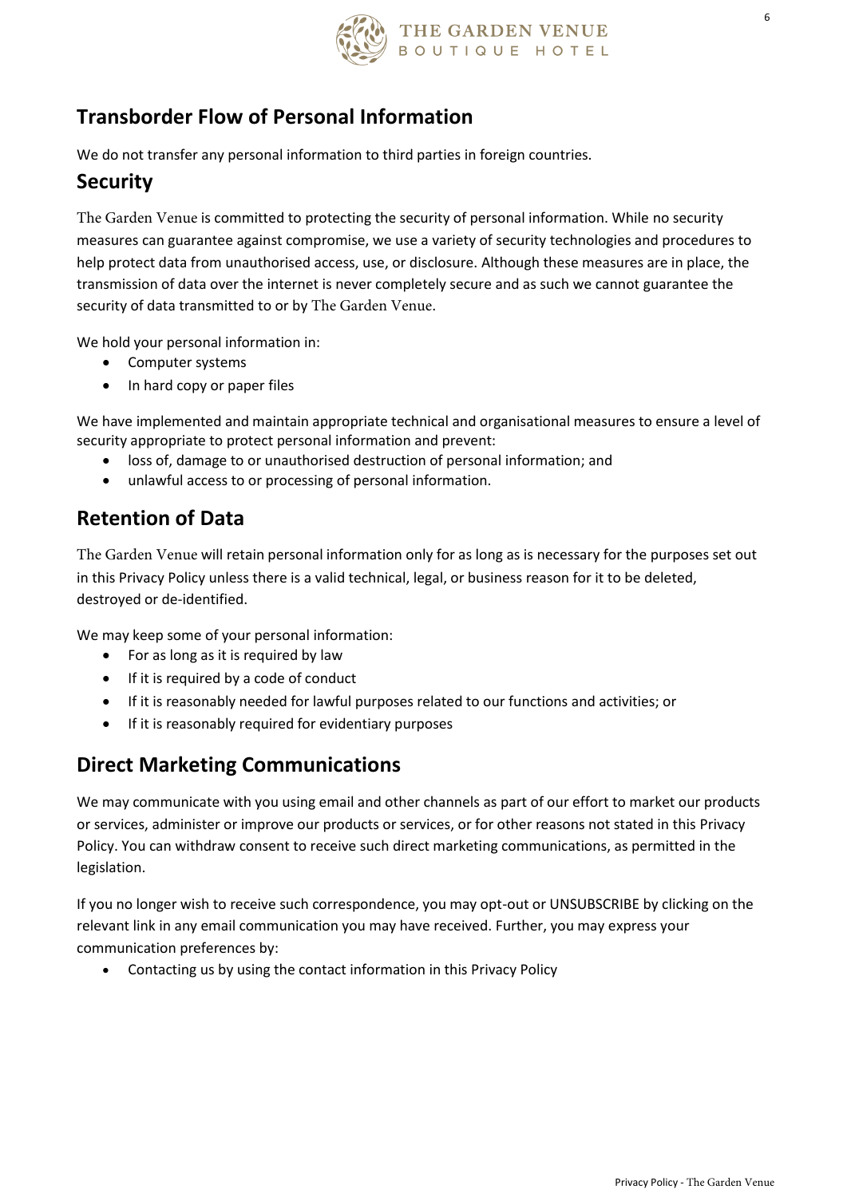## Transborder Flow of Personal Information

We do not transfer any personal information to third parties in foreign countries.

## Security

The Garden Venue is committed to protecting the security of personal information. While no security measures can guarantee against compromise, we use a variety of security technologies and procedures to help protect data from unauthorised access, use, or disclosure. Although these measures are in place, the transmission of data over the internet is never completely secure and as such we cannot guarantee the security of data transmitted to or by The Garden Venue.

We hold your personal information in:

- Computer systems
- In hard copy or paper files

We have implemented and maintain appropriate technical and organisational measures to ensure a level of security appropriate to protect personal information and prevent:

- loss of, damage to or unauthorised destruction of personal information; and
- unlawful access to or processing of personal information.

## Retention of Data

The Garden Venue will retain personal information only for as long as is necessary for the purposes set out in this Privacy Policy unless there is a valid technical, legal, or business reason for it to be deleted, destroyed or de-identified.

We may keep some of your personal information:

- For as long as it is required by law
- If it is required by a code of conduct
- If it is reasonably needed for lawful purposes related to our functions and activities; or
- If it is reasonably required for evidentiary purposes

## Direct Marketing Communications

We may communicate with you using email and other channels as part of our effort to market our products or services, administer or improve our products or services, or for other reasons not stated in this Privacy Policy. You can withdraw consent to receive such direct marketing communications, as permitted in the legislation.

If you no longer wish to receive such correspondence, you may opt-out or UNSUBSCRIBE by clicking on the relevant link in any email communication you may have received. Further, you may express your communication preferences by:

- Contacting us by using the contact information in this Privacy Policy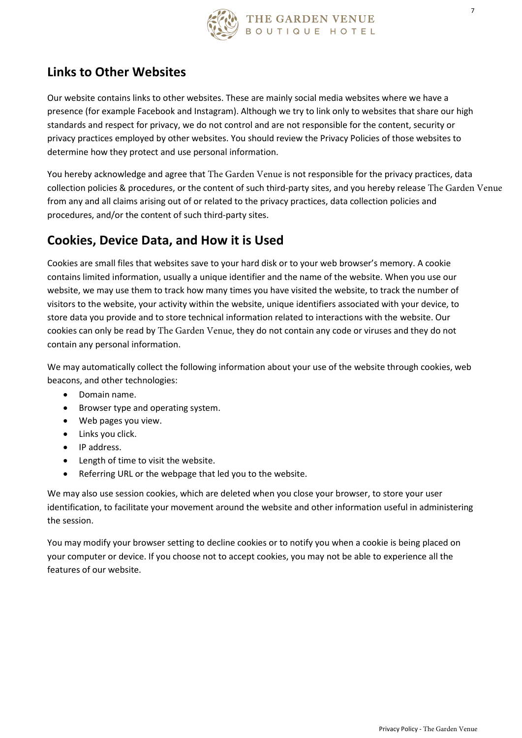## Links to Other Websites

Our website contains links to other websites. These are mainly social media websites where we have a presence (for example Facebook and Instagram). Although we try to link only to websites that share our high standards and respect for privacy, we do not control and are not responsible for the content, security or privacy practices employed by other websites. You should review the Privacy Policies of those websites to determine how they protect and use personal information.

You hereby acknowledge and agree that The Garden Venue is not responsible for the privacy practices, data collection policies & procedures, or the content of such third-party sites, and you hereby release The Garden Venue from any and all claims arising out of or related to the privacy practices, data collection policies and procedures, and/or the content of such third-party sites.

## Cookies, Device Data, and How it is Used

Cookies are small files that websites save to your hard disk or to your web browser's memory. A cookie contains limited information, usually a unique identifier and the name of the website. When you use our website, we may use them to track how many times you have visited the website, to track the number of visitors to the website, your activity within the website, unique identifiers associated with your device, to store data you provide and to store technical information related to interactions with the website. Our cookies can only be read by The Garden Venue, they do not contain any code or viruses and they do not contain any personal information.

We may automatically collect the following information about your use of the website through cookies, web beacons, and other technologies:

- Domain name.
- Browser type and operating system.
- Web pages you view.
- Links you click.
- IP address.
- Length of time to visit the website.
- Referring URL or the webpage that led you to the website.

We may also use session cookies, which are deleted when you close your browser, to store your user identification, to facilitate your movement around the website and other information useful in administering the session.

You may modify your browser setting to decline cookies or to notify you when a cookie is being placed on your computer or device. If you choose not to accept cookies, you may not be able to experience all the features of our website.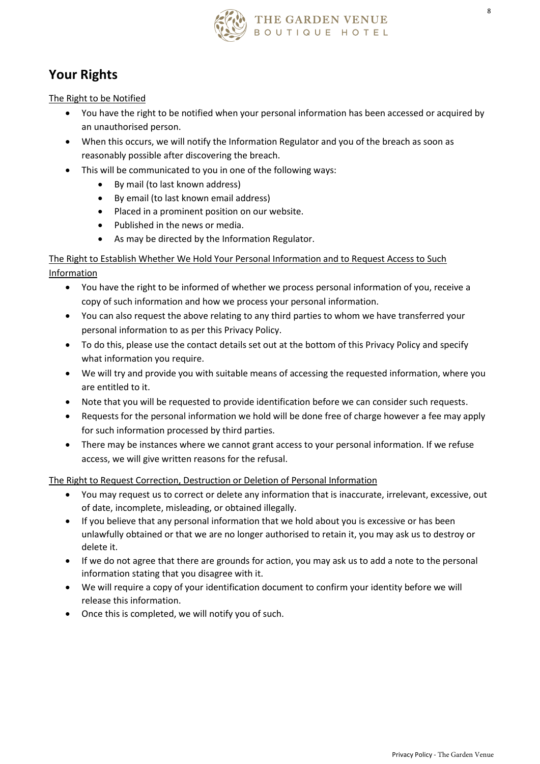## Your Rights

The Right to be Notified

- You have the right to be notified when your personal information has been accessed or acquired by an unauthorised person.
- When this occurs, we will notify the Information Regulator and you of the breach as soon as reasonably possible after discovering the breach.
- This will be communicated to you in one of the following ways:
    - By mail (to last known address)
    - By email (to last known email address)
    - Placed in a prominent position on our website.
    - Published in the news or media.
    - As may be directed by the Information Regulator.

The Right to Establish Whether We Hold Your Personal Information and to Request Access to Such Information

- You have the right to be informed of whether we process personal information of you, receive a copy of such information and how we process your personal information.
- You can also request the above relating to any third parties to whom we have transferred your personal information to as per this Privacy Policy.
- To do this, please use the contact details set out at the bottom of this Privacy Policy and specify what information you require.
- We will try and provide you with suitable means of accessing the requested information, where you are entitled to it.
- Note that you will be requested to provide identification before we can consider such requests.
- Requests for the personal information we hold will be done free of charge however a fee may apply for such information processed by third parties.
- There may be instances where we cannot grant access to your personal information. If we refuse access, we will give written reasons for the refusal.

The Right to Request Correction, Destruction or Deletion of Personal Information

- You may request us to correct or delete any information that is inaccurate, irrelevant, excessive, out of date, incomplete, misleading, or obtained illegally.
- If you believe that any personal information that we hold about you is excessive or has been unlawfully obtained or that we are no longer authorised to retain it, you may ask us to destroy or delete it.
- If we do not agree that there are grounds for action, you may ask us to add a note to the personal information stating that you disagree with it.
- We will require a copy of your identification document to confirm your identity before we will release this information.
- Once this is completed, we will notify you of such.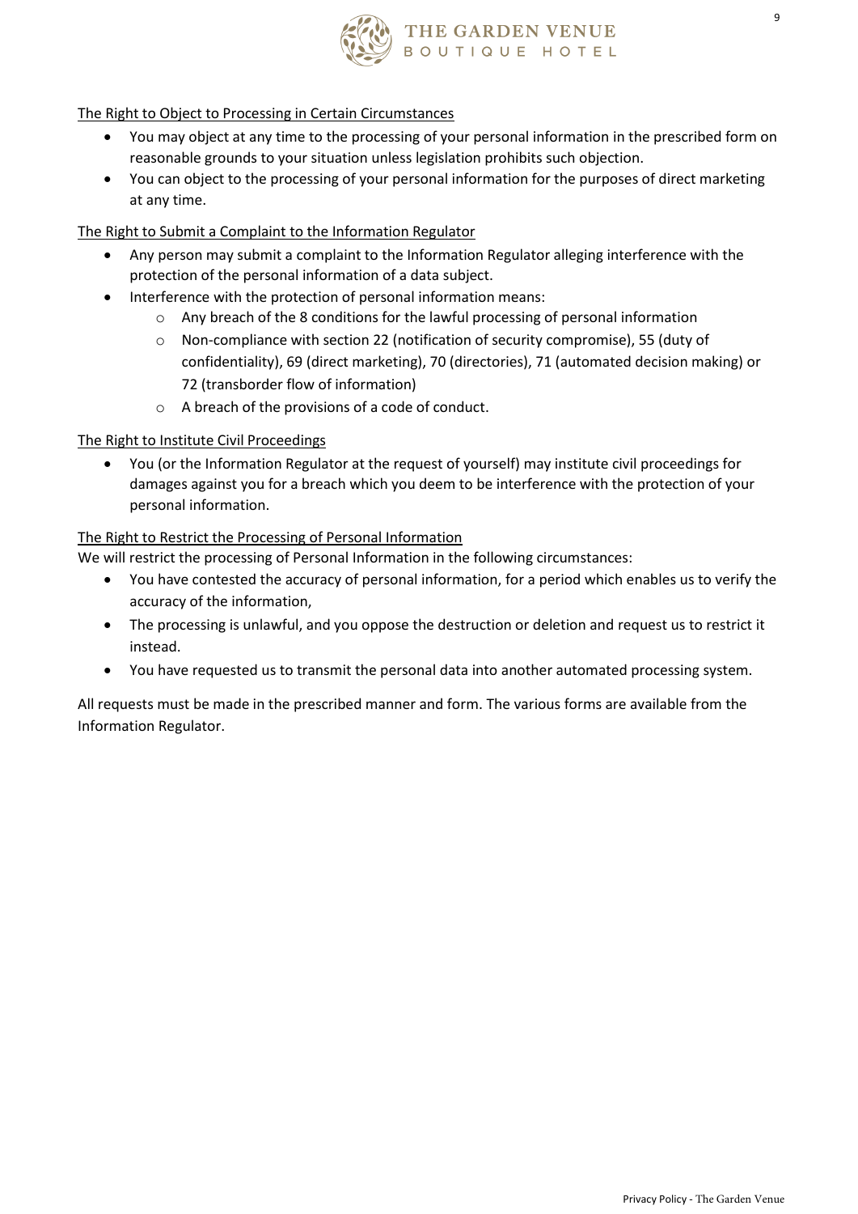The Right to Object to Processing in Certain Circumstances

- You may object at any time to the processing of your personal information in the prescribed form on reasonable grounds to your situation unless legislation prohibits such objection.
- You can object to the processing of your personal information for the purposes of direct marketing at any time.

The Right to Submit a Complaint to the Information Regulator

- Any person may submit a complaint to the Information Regulator alleging interference with the protection of the personal information of a data subject.
- Interference with the protection of personal information means:
  - Any breach of the 8 conditions for the lawful processing of personal information
  - Non-compliance with section 22 (notification of security compromise), 55 (duty of confidentiality), 69 (direct marketing), 70 (directories), 71 (automated decision making) or 72 (transborder flow of information)
  - A breach of the provisions of a code of conduct.

The Right to Institute Civil Proceedings

- You (or the Information Regulator at the request of yourself) may institute civil proceedings for damages against you for a breach which you deem to be interference with the protection of your personal information.

The Right to Restrict the Processing of Personal Information

We will restrict the processing of Personal Information in the following circumstances:

- You have contested the accuracy of personal information, for a period which enables us to verify the accuracy of the information,
- The processing is unlawful, and you oppose the destruction or deletion and request us to restrict it instead.
- You have requested us to transmit the personal data into another automated processing system.

All requests must be made in the prescribed manner and form. The various forms are available from the Information Regulator.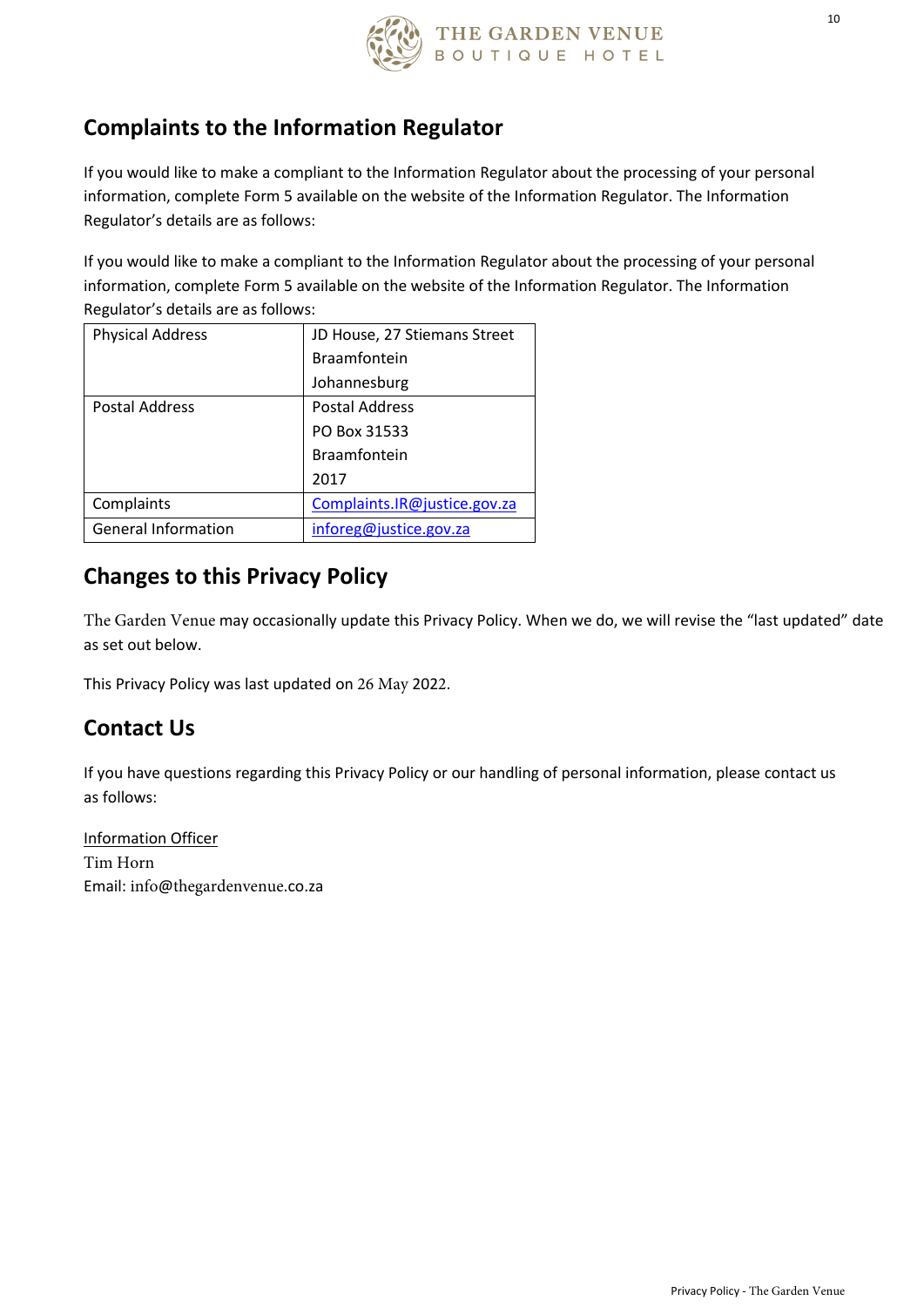## Complaints to the Information Regulator

If you would like to make a compliant to the Information Regulator about the processing of your personal information, complete Form 5 available on the website of the Information Regulator. The Information Regulator's details are as follows:

If you would like to make a compliant to the Information Regulator about the processing of your personal information, complete Form 5 available on the website of the Information Regulator. The Information Regulator's details are as follows:

| | |
|---|---|
| Physical Address | JD House, 27 Stiemans Street<br>Braamfontein<br>Johannesburg |
| Postal Address | Postal Address<br>PO Box 31533<br>Braamfontein<br>2017 |
| Complaints | Complaints.IR@justice.gov.za |
| General Information | inforeg@justice.gov.za |

## Changes to this Privacy Policy

The Garden Venue may occasionally update this Privacy Policy. When we do, we will revise the "last updated" date as set out below.

This Privacy Policy was last updated on 26 May 2022.

## Contact Us

If you have questions regarding this Privacy Policy or our handling of personal information, please contact us as follows:

Information Officer
Tim Horn
Email: info@thegardenvenue.co.za